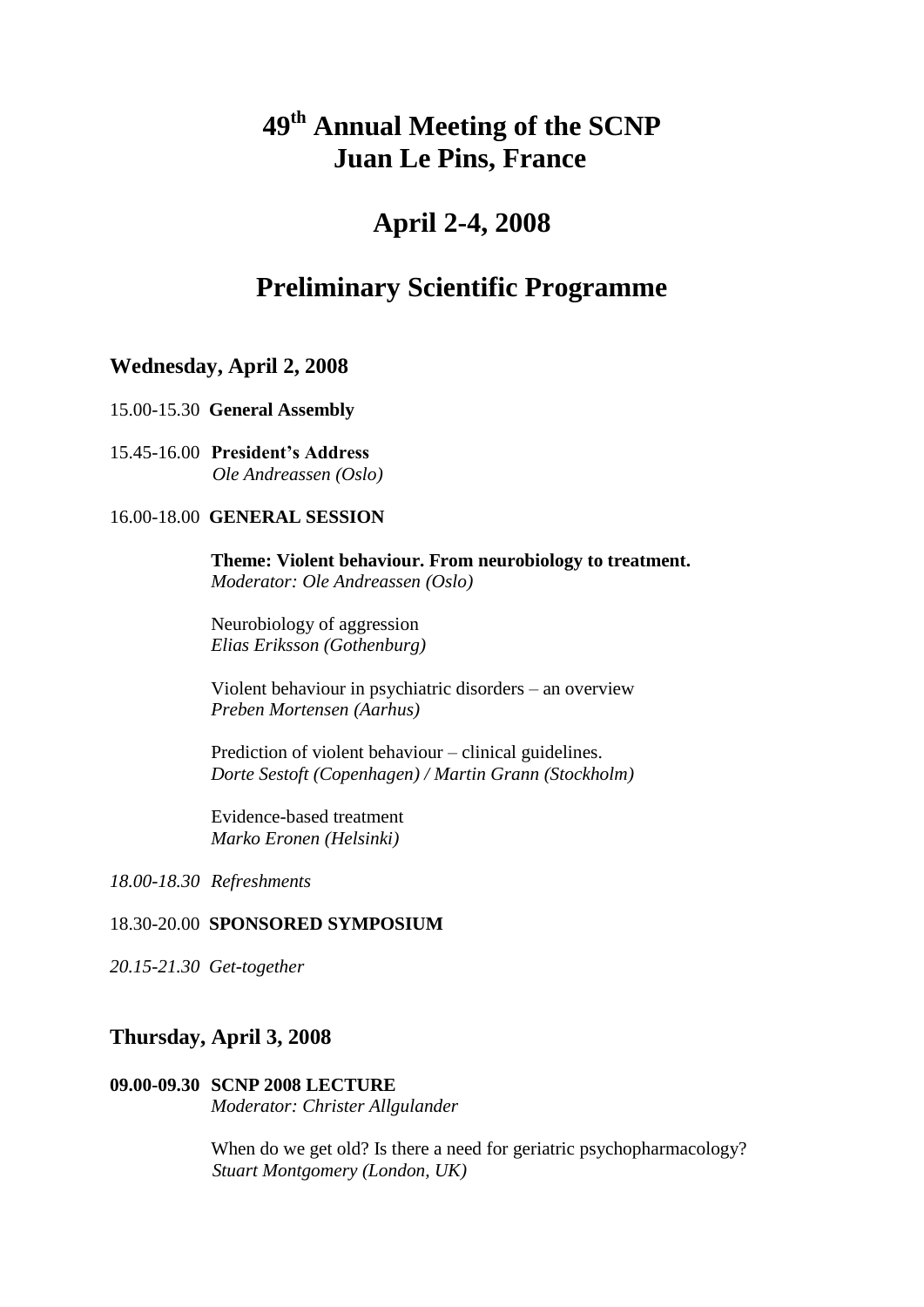# 49th Annual Meeting of the SCNP
# Juan Le Pins, France

## April 2-4, 2008

## Preliminary Scientific Programme

### Wednesday, April 2, 2008

15.00-15.30 **General Assembly**

15.45-16.00 **President's Address**
*Ole Andreassen (Oslo)*

16.00-18.00 **GENERAL SESSION**

**Theme: Violent behaviour. From neurobiology to treatment.**
*Moderator: Ole Andreassen (Oslo)*

Neurobiology of aggression
*Elias Eriksson (Gothenburg)*

Violent behaviour in psychiatric disorders – an overview
*Preben Mortensen (Aarhus)*

Prediction of violent behaviour – clinical guidelines.
*Dorte Sestoft (Copenhagen) / Martin Grann (Stockholm)*

Evidence-based treatment
*Marko Eronen (Helsinki)*

*18.00-18.30 Refreshments*

18.30-20.00 **SPONSORED SYMPOSIUM**

*20.15-21.30 Get-together*

### Thursday, April 3, 2008

**09.00-09.30 SCNP 2008 LECTURE**
*Moderator: Christer Allgulander*

When do we get old? Is there a need for geriatric psychopharmacology?
*Stuart Montgomery (London, UK)*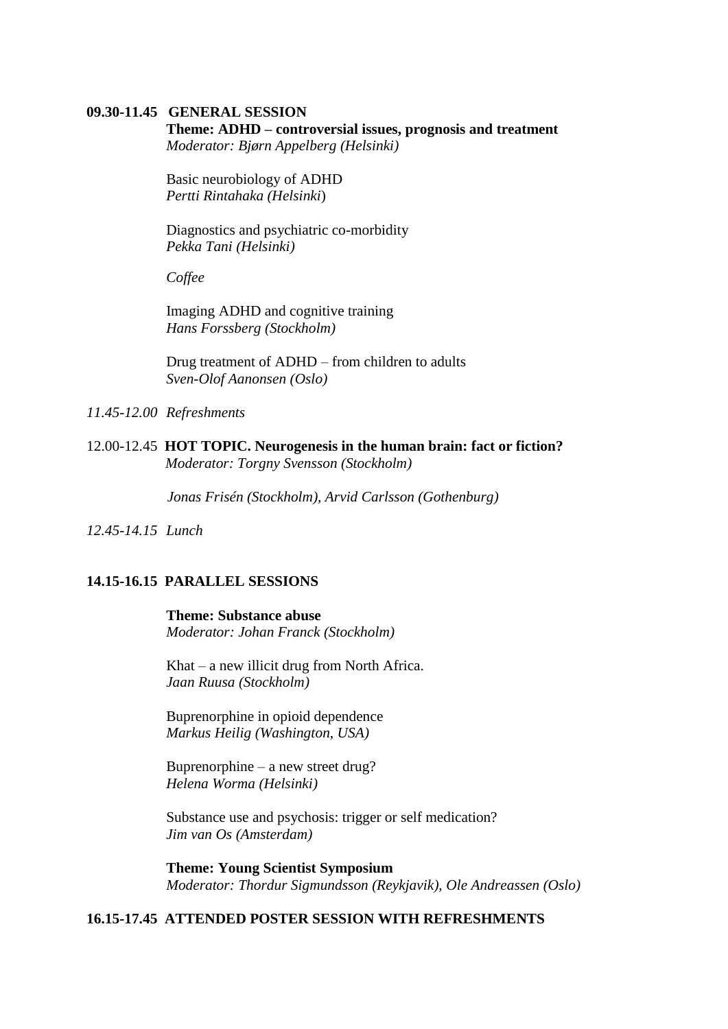**09.30-11.45 GENERAL SESSION**

**Theme: ADHD – controversial issues, prognosis and treatment**
*Moderator: Bjørn Appelberg (Helsinki)*

Basic neurobiology of ADHD
*Pertti Rintahaka (Helsinki)*

Diagnostics and psychiatric co-morbidity
*Pekka Tani (Helsinki)*

*Coffee*

Imaging ADHD and cognitive training
*Hans Forssberg (Stockholm)*

Drug treatment of ADHD – from children to adults
*Sven-Olof Aanonsen (Oslo)*

*11.45-12.00 Refreshments*

12.00-12.45 **HOT TOPIC. Neurogenesis in the human brain: fact or fiction?**
*Moderator: Torgny Svensson (Stockholm)*

*Jonas Frisén (Stockholm), Arvid Carlsson (Gothenburg)*

*12.45-14.15 Lunch*

**14.15-16.15 PARALLEL SESSIONS**

**Theme: Substance abuse**
*Moderator: Johan Franck (Stockholm)*

Khat – a new illicit drug from North Africa.
*Jaan Ruusa (Stockholm)*

Buprenorphine in opioid dependence
*Markus Heilig (Washington, USA)*

Buprenorphine – a new street drug?
*Helena Worma (Helsinki)*

Substance use and psychosis: trigger or self medication?
*Jim van Os (Amsterdam)*

**Theme: Young Scientist Symposium**
*Moderator: Thordur Sigmundsson (Reykjavik), Ole Andreassen (Oslo)*

**16.15-17.45 ATTENDED POSTER SESSION WITH REFRESHMENTS**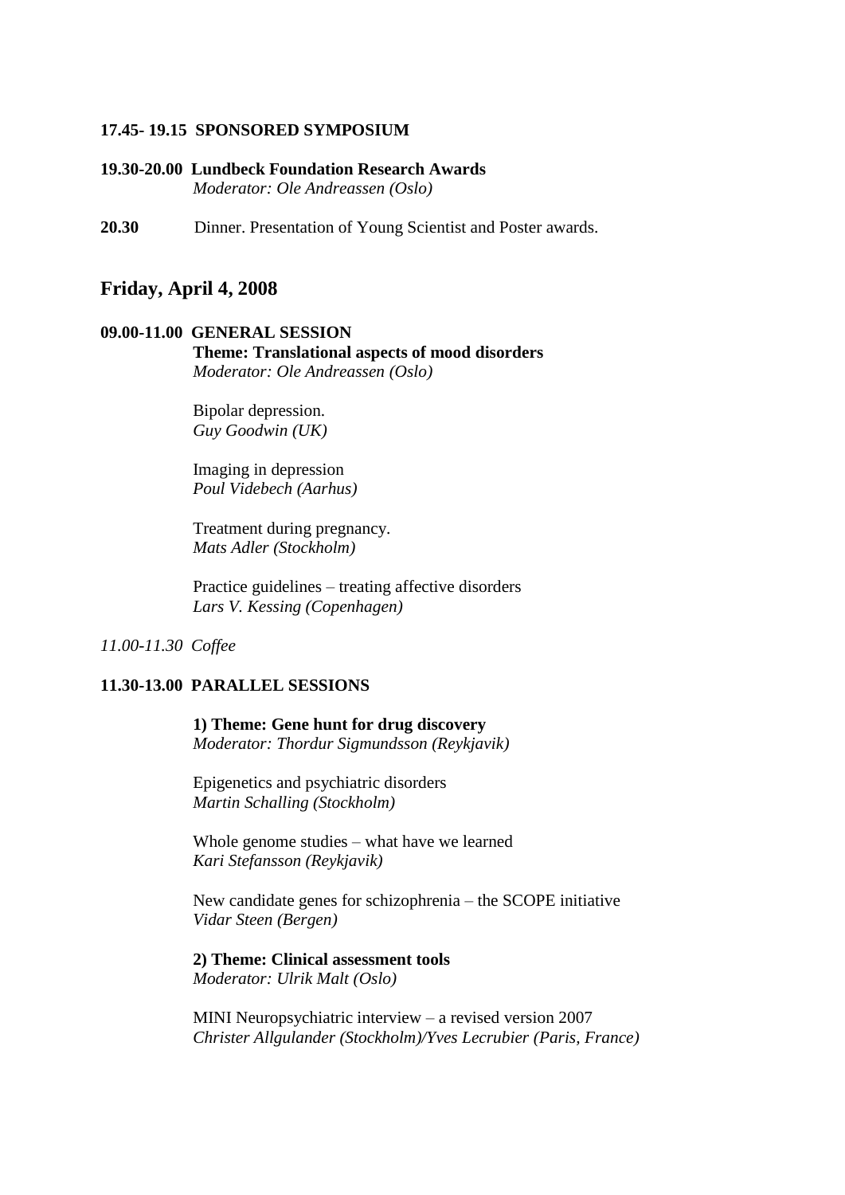**17.45- 19.15 SPONSORED SYMPOSIUM**

**19.30-20.00 Lundbeck Foundation Research Awards**
*Moderator: Ole Andreassen (Oslo)*

**20.30** Dinner. Presentation of Young Scientist and Poster awards.

## Friday, April 4, 2008

**09.00-11.00 GENERAL SESSION**
**Theme: Translational aspects of mood disorders**
*Moderator: Ole Andreassen (Oslo)*

Bipolar depression.
*Guy Goodwin (UK)*

Imaging in depression
*Poul Videbech (Aarhus)*

Treatment during pregnancy.
*Mats Adler (Stockholm)*

Practice guidelines – treating affective disorders
*Lars V. Kessing (Copenhagen)*

*11.00-11.30 Coffee*

**11.30-13.00 PARALLEL SESSIONS**

**1) Theme: Gene hunt for drug discovery**
*Moderator: Thordur Sigmundsson (Reykjavik)*

Epigenetics and psychiatric disorders
*Martin Schalling (Stockholm)*

Whole genome studies – what have we learned
*Kari Stefansson (Reykjavik)*

New candidate genes for schizophrenia – the SCOPE initiative
*Vidar Steen (Bergen)*

**2) Theme: Clinical assessment tools**
*Moderator: Ulrik Malt (Oslo)*

MINI Neuropsychiatric interview – a revised version 2007
*Christer Allgulander (Stockholm)/Yves Lecrubier (Paris, France)*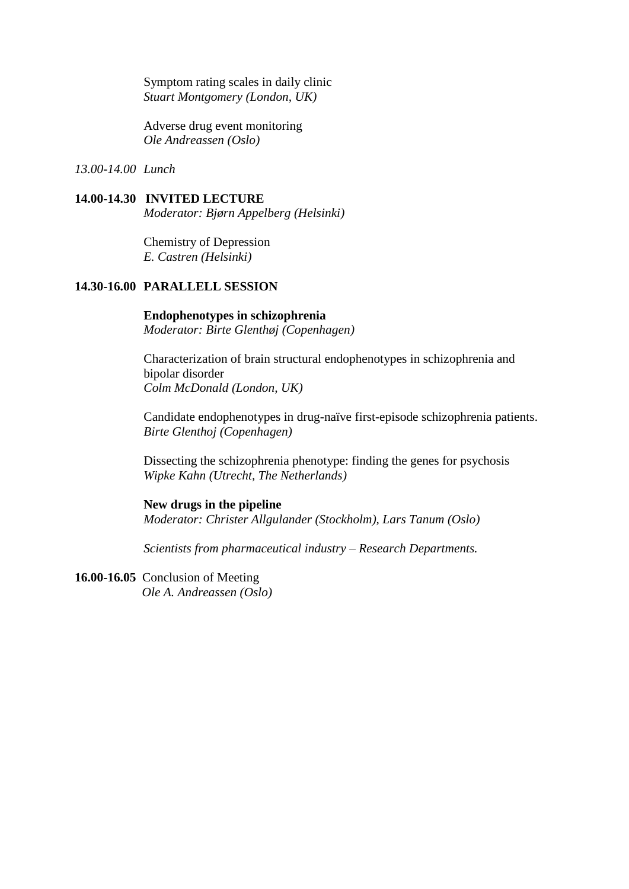Symptom rating scales in daily clinic
*Stuart Montgomery (London, UK)*

Adverse drug event monitoring
*Ole Andreassen (Oslo)*

*13.00-14.00 Lunch*

**14.00-14.30 INVITED LECTURE**
*Moderator: Bjørn Appelberg (Helsinki)*

Chemistry of Depression
*E. Castren (Helsinki)*

**14.30-16.00 PARALLELL SESSION**

**Endophenotypes in schizophrenia**
*Moderator: Birte Glenthøj (Copenhagen)*

Characterization of brain structural endophenotypes in schizophrenia and bipolar disorder
*Colm McDonald (London, UK)*

Candidate endophenotypes in drug-naïve first-episode schizophrenia patients.
*Birte Glenthoj (Copenhagen)*

Dissecting the schizophrenia phenotype: finding the genes for psychosis
*Wipke Kahn (Utrecht, The Netherlands)*

**New drugs in the pipeline**
*Moderator: Christer Allgulander (Stockholm), Lars Tanum (Oslo)*

*Scientists from pharmaceutical industry – Research Departments.*

**16.00-16.05** Conclusion of Meeting
*Ole A. Andreassen (Oslo)*